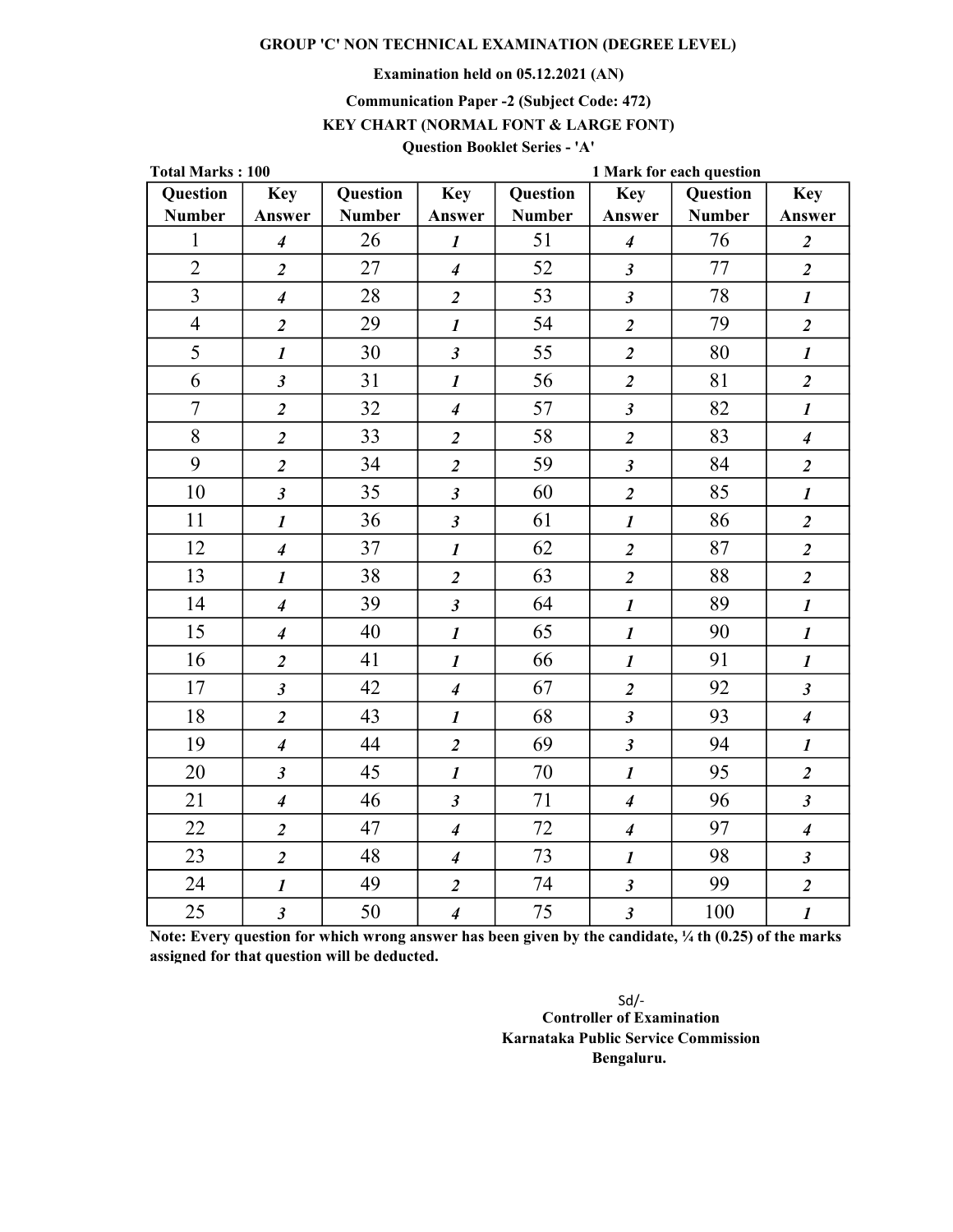**GROUP 'C' NON TECHNICAL EXAMINATION (DEGREE LEVEL)**

**Examination held on 05.12.2021 (AN)**

**Communication Paper -2 (Subject Code: 472)**

**KEY CHART (NORMAL FONT & LARGE FONT)**

**Question Booklet Series - 'A'**

**Total Marks : 100** **1 Mark for each question**

| Question Number | Key Answer | Question Number | Key Answer | Question Number | Key Answer | Question Number | Key Answer |
|---|---|---|---|---|---|---|---|
| 1 | 4 | 26 | 1 | 51 | 4 | 76 | 2 |
| 2 | 2 | 27 | 4 | 52 | 3 | 77 | 2 |
| 3 | 4 | 28 | 2 | 53 | 3 | 78 | 1 |
| 4 | 2 | 29 | 1 | 54 | 2 | 79 | 2 |
| 5 | 1 | 30 | 3 | 55 | 2 | 80 | 1 |
| 6 | 3 | 31 | 1 | 56 | 2 | 81 | 2 |
| 7 | 2 | 32 | 4 | 57 | 3 | 82 | 1 |
| 8 | 2 | 33 | 2 | 58 | 2 | 83 | 4 |
| 9 | 2 | 34 | 2 | 59 | 3 | 84 | 2 |
| 10 | 3 | 35 | 3 | 60 | 2 | 85 | 1 |
| 11 | 1 | 36 | 3 | 61 | 1 | 86 | 2 |
| 12 | 4 | 37 | 1 | 62 | 2 | 87 | 2 |
| 13 | 1 | 38 | 2 | 63 | 2 | 88 | 2 |
| 14 | 4 | 39 | 3 | 64 | 1 | 89 | 1 |
| 15 | 4 | 40 | 1 | 65 | 1 | 90 | 1 |
| 16 | 2 | 41 | 1 | 66 | 1 | 91 | 1 |
| 17 | 3 | 42 | 4 | 67 | 2 | 92 | 3 |
| 18 | 2 | 43 | 1 | 68 | 3 | 93 | 4 |
| 19 | 4 | 44 | 2 | 69 | 3 | 94 | 1 |
| 20 | 3 | 45 | 1 | 70 | 1 | 95 | 2 |
| 21 | 4 | 46 | 3 | 71 | 4 | 96 | 3 |
| 22 | 2 | 47 | 4 | 72 | 4 | 97 | 4 |
| 23 | 2 | 48 | 4 | 73 | 1 | 98 | 3 |
| 24 | 1 | 49 | 2 | 74 | 3 | 99 | 2 |
| 25 | 3 | 50 | 4 | 75 | 3 | 100 | 1 |

**Note: Every question for which wrong answer has been given by the candidate, ¼ th (0.25) of the marks assigned for that question will be deducted.**

Sd/-

**Controller of Examination**

**Karnataka Public Service Commission**

**Bengaluru.**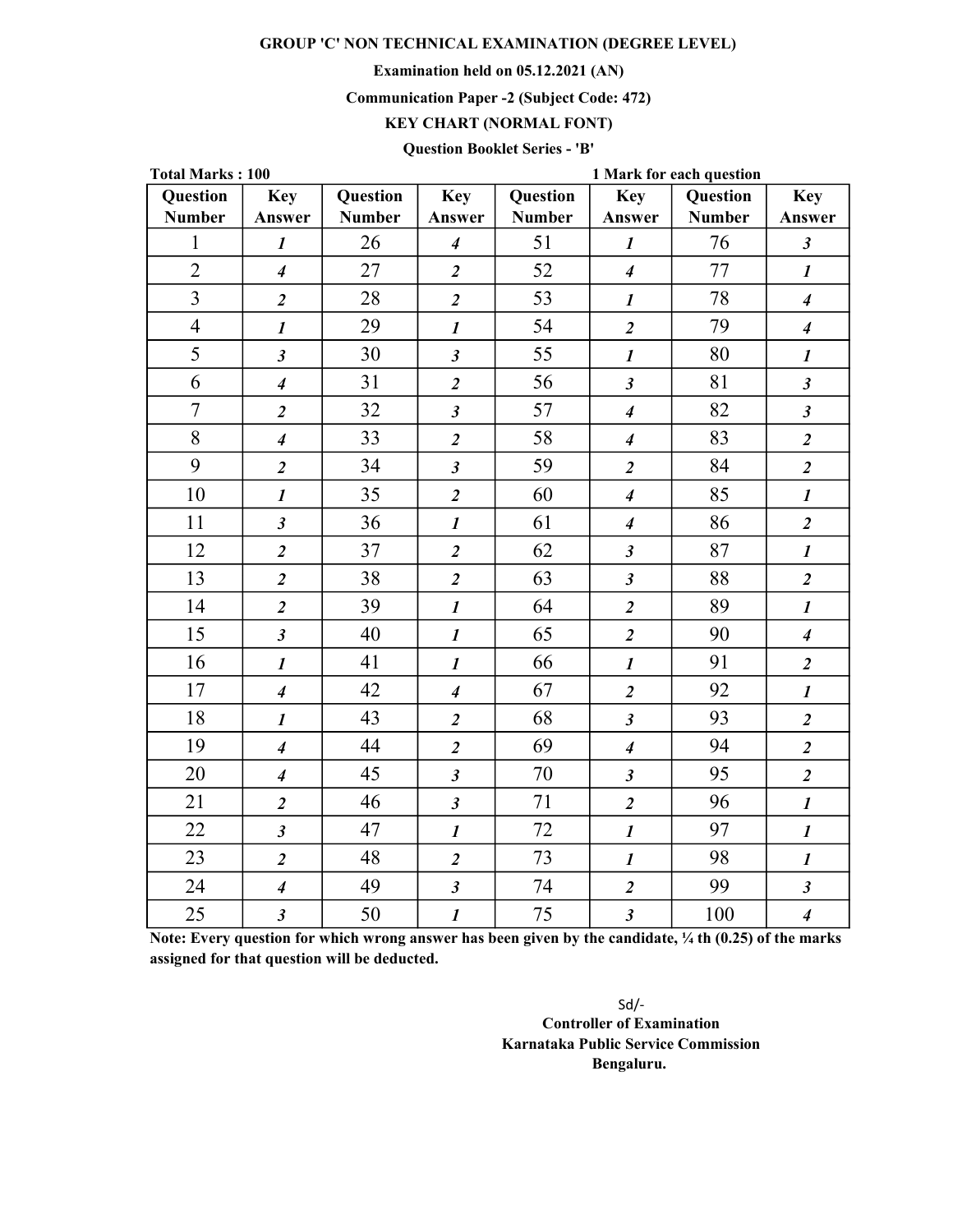**GROUP 'C' NON TECHNICAL EXAMINATION (DEGREE LEVEL)**

**Examination held on 05.12.2021 (AN)**

**Communication Paper -2 (Subject Code: 472)**

**KEY CHART (NORMAL FONT)**

**Question Booklet Series - 'B'**

**Total Marks : 100** **1 Mark for each question**

| Question Number | Key Answer | Question Number | Key Answer | Question Number | Key Answer | Question Number | Key Answer |
|---|---|---|---|---|---|---|---|
| 1 | *1* | 26 | *4* | 51 | *1* | 76 | *3* |
| 2 | *4* | 27 | *2* | 52 | *4* | 77 | *1* |
| 3 | *2* | 28 | *2* | 53 | *1* | 78 | *4* |
| 4 | *1* | 29 | *1* | 54 | *2* | 79 | *4* |
| 5 | *3* | 30 | *3* | 55 | *1* | 80 | *1* |
| 6 | *4* | 31 | *2* | 56 | *3* | 81 | *3* |
| 7 | *2* | 32 | *3* | 57 | *4* | 82 | *3* |
| 8 | *4* | 33 | *2* | 58 | *4* | 83 | *2* |
| 9 | *2* | 34 | *3* | 59 | *2* | 84 | *2* |
| 10 | *1* | 35 | *2* | 60 | *4* | 85 | *1* |
| 11 | *3* | 36 | *1* | 61 | *4* | 86 | *2* |
| 12 | *2* | 37 | *2* | 62 | *3* | 87 | *1* |
| 13 | *2* | 38 | *2* | 63 | *3* | 88 | *2* |
| 14 | *2* | 39 | *1* | 64 | *2* | 89 | *1* |
| 15 | *3* | 40 | *1* | 65 | *2* | 90 | *4* |
| 16 | *1* | 41 | *1* | 66 | *1* | 91 | *2* |
| 17 | *4* | 42 | *4* | 67 | *2* | 92 | *1* |
| 18 | *1* | 43 | *2* | 68 | *3* | 93 | *2* |
| 19 | *4* | 44 | *2* | 69 | *4* | 94 | *2* |
| 20 | *4* | 45 | *3* | 70 | *3* | 95 | *2* |
| 21 | *2* | 46 | *3* | 71 | *2* | 96 | *1* |
| 22 | *3* | 47 | *1* | 72 | *1* | 97 | *1* |
| 23 | *2* | 48 | *2* | 73 | *1* | 98 | *1* |
| 24 | *4* | 49 | *3* | 74 | *2* | 99 | *3* |
| 25 | *3* | 50 | *1* | 75 | *3* | 100 | *4* |

**Note: Every question for which wrong answer has been given by the candidate, ¼ th (0.25) of the marks assigned for that question will be deducted.**

Sd/-

**Controller of Examination**

**Karnataka Public Service Commission**

**Bengaluru.**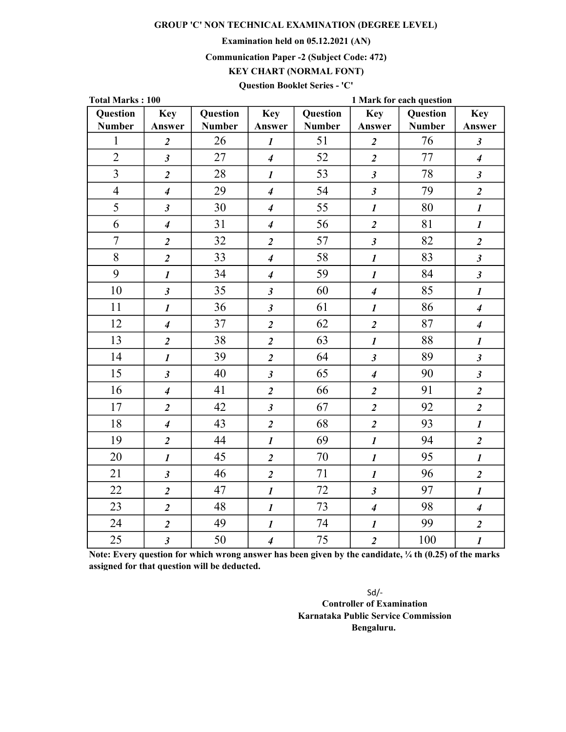**GROUP 'C' NON TECHNICAL EXAMINATION (DEGREE LEVEL)**

**Examination held on 05.12.2021 (AN)**

**Communication Paper -2 (Subject Code: 472)**

**KEY CHART (NORMAL FONT)**

**Question Booklet Series - 'C'**

**Total Marks : 100** **1 Mark for each question**

| Question Number | Key Answer | Question Number | Key Answer | Question Number | Key Answer | Question Number | Key Answer |
|---|---|---|---|---|---|---|---|
| 1 | 2 | 26 | 1 | 51 | 2 | 76 | 3 |
| 2 | 3 | 27 | 4 | 52 | 2 | 77 | 4 |
| 3 | 2 | 28 | 1 | 53 | 3 | 78 | 3 |
| 4 | 4 | 29 | 4 | 54 | 3 | 79 | 2 |
| 5 | 3 | 30 | 4 | 55 | 1 | 80 | 1 |
| 6 | 4 | 31 | 4 | 56 | 2 | 81 | 1 |
| 7 | 2 | 32 | 2 | 57 | 3 | 82 | 2 |
| 8 | 2 | 33 | 4 | 58 | 1 | 83 | 3 |
| 9 | 1 | 34 | 4 | 59 | 1 | 84 | 3 |
| 10 | 3 | 35 | 3 | 60 | 4 | 85 | 1 |
| 11 | 1 | 36 | 3 | 61 | 1 | 86 | 4 |
| 12 | 4 | 37 | 2 | 62 | 2 | 87 | 4 |
| 13 | 2 | 38 | 2 | 63 | 1 | 88 | 1 |
| 14 | 1 | 39 | 2 | 64 | 3 | 89 | 3 |
| 15 | 3 | 40 | 3 | 65 | 4 | 90 | 3 |
| 16 | 4 | 41 | 2 | 66 | 2 | 91 | 2 |
| 17 | 2 | 42 | 3 | 67 | 2 | 92 | 2 |
| 18 | 4 | 43 | 2 | 68 | 2 | 93 | 1 |
| 19 | 2 | 44 | 1 | 69 | 1 | 94 | 2 |
| 20 | 1 | 45 | 2 | 70 | 1 | 95 | 1 |
| 21 | 3 | 46 | 2 | 71 | 1 | 96 | 2 |
| 22 | 2 | 47 | 1 | 72 | 3 | 97 | 1 |
| 23 | 2 | 48 | 1 | 73 | 4 | 98 | 4 |
| 24 | 2 | 49 | 1 | 74 | 1 | 99 | 2 |
| 25 | 3 | 50 | 4 | 75 | 2 | 100 | 1 |

**Note: Every question for which wrong answer has been given by the candidate, ¼ th (0.25) of the marks assigned for that question will be deducted.**

Sd/-

**Controller of Examination**

**Karnataka Public Service Commission**

**Bengaluru.**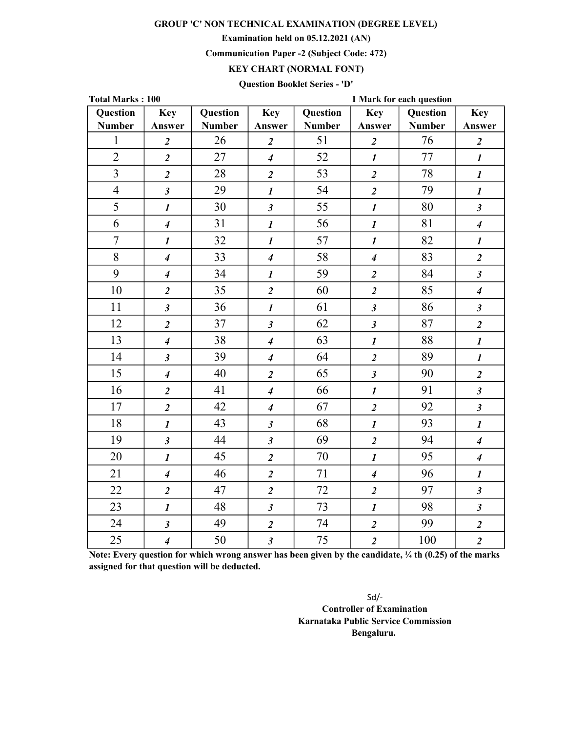**GROUP 'C' NON TECHNICAL EXAMINATION (DEGREE LEVEL)**

**Examination held on 05.12.2021 (AN)**

**Communication Paper -2 (Subject Code: 472)**

**KEY CHART (NORMAL FONT)**

**Question Booklet Series - 'D'**

**Total Marks : 100** | **1 Mark for each question**

| Question Number | Key Answer | Question Number | Key Answer | Question Number | Key Answer | Question Number | Key Answer |
|---|---|---|---|---|---|---|---|
| 1 | 2 | 26 | 2 | 51 | 2 | 76 | 2 |
| 2 | 2 | 27 | 4 | 52 | 1 | 77 | 1 |
| 3 | 2 | 28 | 2 | 53 | 2 | 78 | 1 |
| 4 | 3 | 29 | 1 | 54 | 2 | 79 | 1 |
| 5 | 1 | 30 | 3 | 55 | 1 | 80 | 3 |
| 6 | 4 | 31 | 1 | 56 | 1 | 81 | 4 |
| 7 | 1 | 32 | 1 | 57 | 1 | 82 | 1 |
| 8 | 4 | 33 | 4 | 58 | 4 | 83 | 2 |
| 9 | 4 | 34 | 1 | 59 | 2 | 84 | 3 |
| 10 | 2 | 35 | 2 | 60 | 2 | 85 | 4 |
| 11 | 3 | 36 | 1 | 61 | 3 | 86 | 3 |
| 12 | 2 | 37 | 3 | 62 | 3 | 87 | 2 |
| 13 | 4 | 38 | 4 | 63 | 1 | 88 | 1 |
| 14 | 3 | 39 | 4 | 64 | 2 | 89 | 1 |
| 15 | 4 | 40 | 2 | 65 | 3 | 90 | 2 |
| 16 | 2 | 41 | 4 | 66 | 1 | 91 | 3 |
| 17 | 2 | 42 | 4 | 67 | 2 | 92 | 3 |
| 18 | 1 | 43 | 3 | 68 | 1 | 93 | 1 |
| 19 | 3 | 44 | 3 | 69 | 2 | 94 | 4 |
| 20 | 1 | 45 | 2 | 70 | 1 | 95 | 4 |
| 21 | 4 | 46 | 2 | 71 | 4 | 96 | 1 |
| 22 | 2 | 47 | 2 | 72 | 2 | 97 | 3 |
| 23 | 1 | 48 | 3 | 73 | 1 | 98 | 3 |
| 24 | 3 | 49 | 2 | 74 | 2 | 99 | 2 |
| 25 | 4 | 50 | 3 | 75 | 2 | 100 | 2 |

**Note: Every question for which wrong answer has been given by the candidate, ¼ th (0.25) of the marks assigned for that question will be deducted.**

Sd/-

**Controller of Examination**

**Karnataka Public Service Commission**

**Bengaluru.**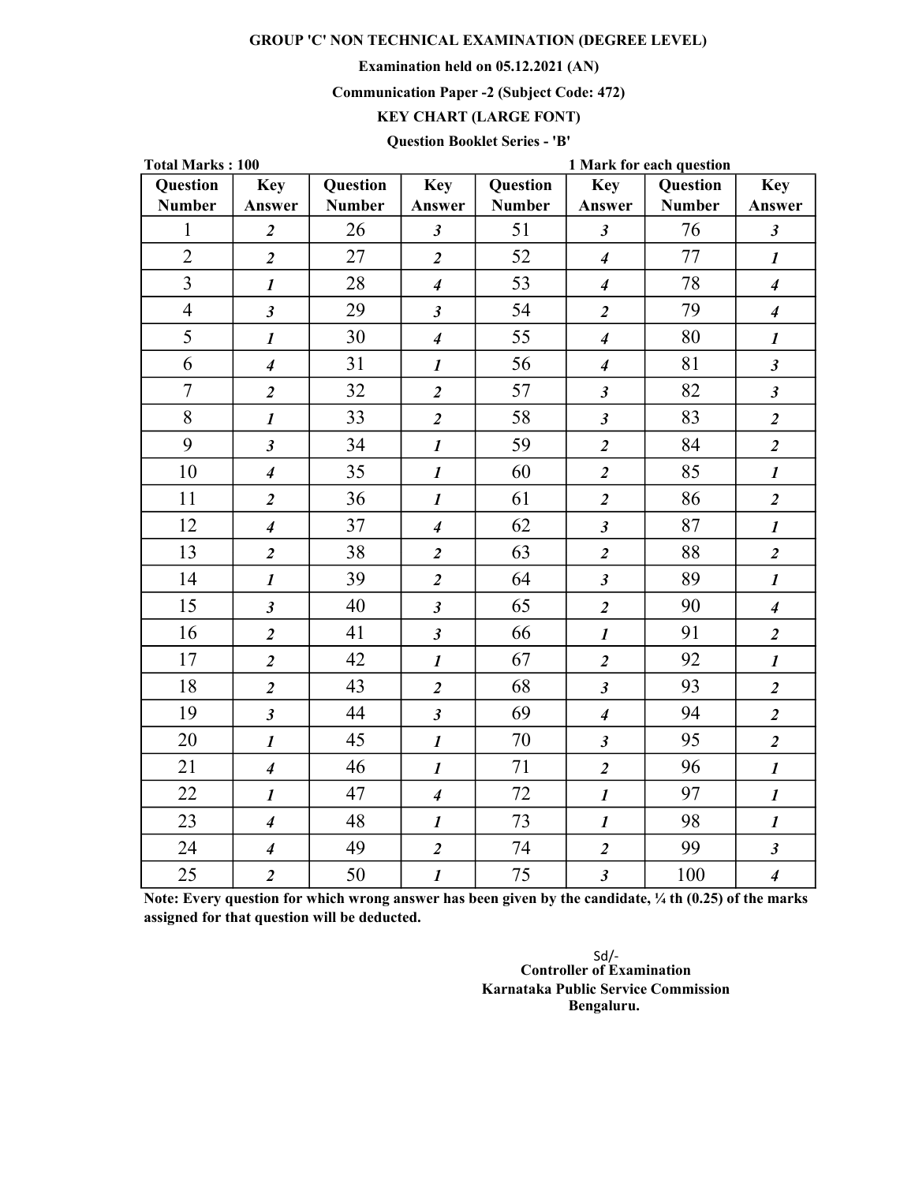**GROUP 'C' NON TECHNICAL EXAMINATION (DEGREE LEVEL)**

**Examination held on 05.12.2021 (AN)**

**Communication Paper -2 (Subject Code: 472)**

**KEY CHART (LARGE FONT)**

**Question Booklet Series - 'B'**

**Total Marks : 100** **1 Mark for each question**

| Question Number | Key Answer | Question Number | Key Answer | Question Number | Key Answer | Question Number | Key Answer |
|---|---|---|---|---|---|---|---|
| 1 | 2 | 26 | 3 | 51 | 3 | 76 | 3 |
| 2 | 2 | 27 | 2 | 52 | 4 | 77 | 1 |
| 3 | 1 | 28 | 4 | 53 | 4 | 78 | 4 |
| 4 | 3 | 29 | 3 | 54 | 2 | 79 | 4 |
| 5 | 1 | 30 | 4 | 55 | 4 | 80 | 1 |
| 6 | 4 | 31 | 1 | 56 | 4 | 81 | 3 |
| 7 | 2 | 32 | 2 | 57 | 3 | 82 | 3 |
| 8 | 1 | 33 | 2 | 58 | 3 | 83 | 2 |
| 9 | 3 | 34 | 1 | 59 | 2 | 84 | 2 |
| 10 | 4 | 35 | 1 | 60 | 2 | 85 | 1 |
| 11 | 2 | 36 | 1 | 61 | 2 | 86 | 2 |
| 12 | 4 | 37 | 4 | 62 | 3 | 87 | 1 |
| 13 | 2 | 38 | 2 | 63 | 2 | 88 | 2 |
| 14 | 1 | 39 | 2 | 64 | 3 | 89 | 1 |
| 15 | 3 | 40 | 3 | 65 | 2 | 90 | 4 |
| 16 | 2 | 41 | 3 | 66 | 1 | 91 | 2 |
| 17 | 2 | 42 | 1 | 67 | 2 | 92 | 1 |
| 18 | 2 | 43 | 2 | 68 | 3 | 93 | 2 |
| 19 | 3 | 44 | 3 | 69 | 4 | 94 | 2 |
| 20 | 1 | 45 | 1 | 70 | 3 | 95 | 2 |
| 21 | 4 | 46 | 1 | 71 | 2 | 96 | 1 |
| 22 | 1 | 47 | 4 | 72 | 1 | 97 | 1 |
| 23 | 4 | 48 | 1 | 73 | 1 | 98 | 1 |
| 24 | 4 | 49 | 2 | 74 | 2 | 99 | 3 |
| 25 | 2 | 50 | 1 | 75 | 3 | 100 | 4 |

**Note: Every question for which wrong answer has been given by the candidate, ¼ th (0.25) of the marks assigned for that question will be deducted.**

Sd/-
**Controller of Examination**
**Karnataka Public Service Commission**
**Bengaluru.**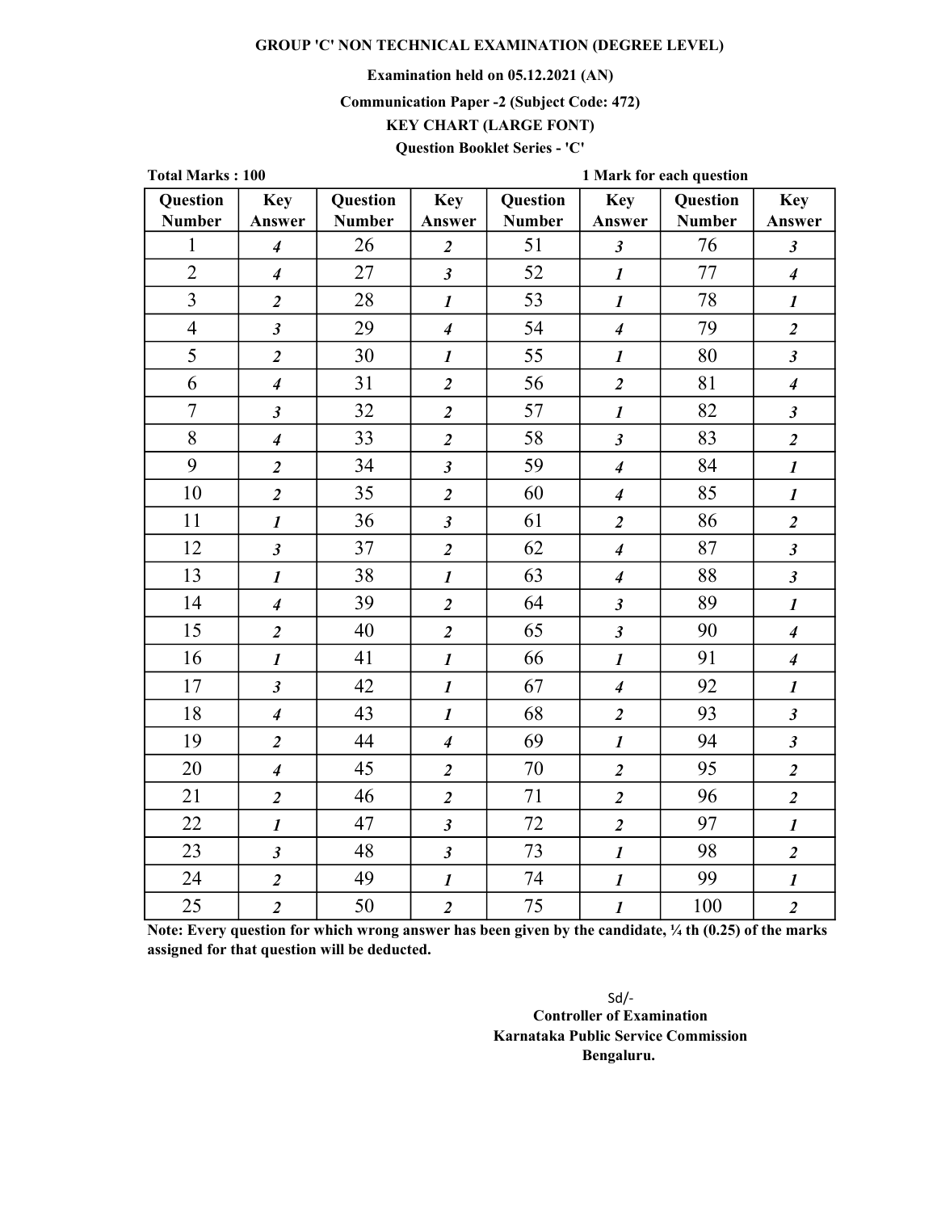**GROUP 'C' NON TECHNICAL EXAMINATION (DEGREE LEVEL)**

**Examination held on 05.12.2021 (AN)**

**Communication Paper -2 (Subject Code: 472)**

**KEY CHART (LARGE FONT)**

**Question Booklet Series - 'C'**

**Total Marks : 100** **1 Mark for each question**

| Question Number | Key Answer | Question Number | Key Answer | Question Number | Key Answer | Question Number | Key Answer |
|---|---|---|---|---|---|---|---|
| 1 | 4 | 26 | 2 | 51 | 3 | 76 | 3 |
| 2 | 4 | 27 | 3 | 52 | 1 | 77 | 4 |
| 3 | 2 | 28 | 1 | 53 | 1 | 78 | 1 |
| 4 | 3 | 29 | 4 | 54 | 4 | 79 | 2 |
| 5 | 2 | 30 | 1 | 55 | 1 | 80 | 3 |
| 6 | 4 | 31 | 2 | 56 | 2 | 81 | 4 |
| 7 | 3 | 32 | 2 | 57 | 1 | 82 | 3 |
| 8 | 4 | 33 | 2 | 58 | 3 | 83 | 2 |
| 9 | 2 | 34 | 3 | 59 | 4 | 84 | 1 |
| 10 | 2 | 35 | 2 | 60 | 4 | 85 | 1 |
| 11 | 1 | 36 | 3 | 61 | 2 | 86 | 2 |
| 12 | 3 | 37 | 2 | 62 | 4 | 87 | 3 |
| 13 | 1 | 38 | 1 | 63 | 4 | 88 | 3 |
| 14 | 4 | 39 | 2 | 64 | 3 | 89 | 1 |
| 15 | 2 | 40 | 2 | 65 | 3 | 90 | 4 |
| 16 | 1 | 41 | 1 | 66 | 1 | 91 | 4 |
| 17 | 3 | 42 | 1 | 67 | 4 | 92 | 1 |
| 18 | 4 | 43 | 1 | 68 | 2 | 93 | 3 |
| 19 | 2 | 44 | 4 | 69 | 1 | 94 | 3 |
| 20 | 4 | 45 | 2 | 70 | 2 | 95 | 2 |
| 21 | 2 | 46 | 2 | 71 | 2 | 96 | 2 |
| 22 | 1 | 47 | 3 | 72 | 2 | 97 | 1 |
| 23 | 3 | 48 | 3 | 73 | 1 | 98 | 2 |
| 24 | 2 | 49 | 1 | 74 | 1 | 99 | 1 |
| 25 | 2 | 50 | 2 | 75 | 1 | 100 | 2 |

**Note: Every question for which wrong answer has been given by the candidate, ¼ th (0.25) of the marks assigned for that question will be deducted.**

Sd/-
**Controller of Examination**
**Karnataka Public Service Commission**
**Bengaluru.**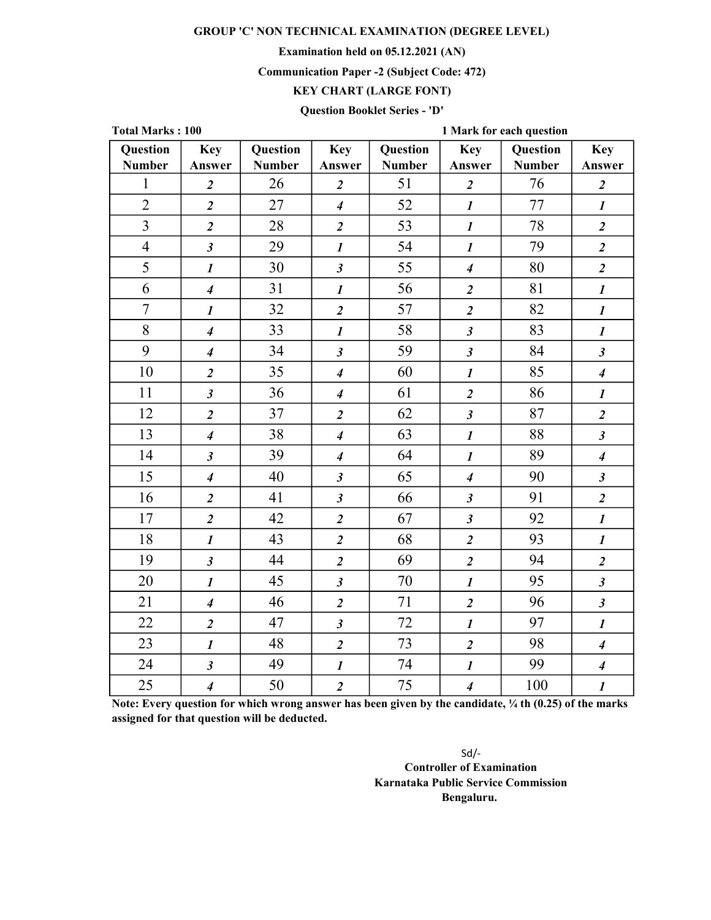**GROUP 'C' NON TECHNICAL EXAMINATION (DEGREE LEVEL)**

**Examination held on 05.12.2021 (AN)**

**Communication Paper -2 (Subject Code: 472)**

**KEY CHART (LARGE FONT)**

**Question Booklet Series - 'D'**

**Total Marks : 100** **1 Mark for each question**

| Question Number | Key Answer | Question Number | Key Answer | Question Number | Key Answer | Question Number | Key Answer |
|---|---|---|---|---|---|---|---|
| 1 | 2 | 26 | 2 | 51 | 2 | 76 | 2 |
| 2 | 2 | 27 | 4 | 52 | 1 | 77 | 1 |
| 3 | 2 | 28 | 2 | 53 | 1 | 78 | 2 |
| 4 | 3 | 29 | 1 | 54 | 1 | 79 | 2 |
| 5 | 1 | 30 | 3 | 55 | 4 | 80 | 2 |
| 6 | 4 | 31 | 1 | 56 | 2 | 81 | 1 |
| 7 | 1 | 32 | 2 | 57 | 2 | 82 | 1 |
| 8 | 4 | 33 | 1 | 58 | 3 | 83 | 1 |
| 9 | 4 | 34 | 3 | 59 | 3 | 84 | 3 |
| 10 | 2 | 35 | 4 | 60 | 1 | 85 | 4 |
| 11 | 3 | 36 | 4 | 61 | 2 | 86 | 1 |
| 12 | 2 | 37 | 2 | 62 | 3 | 87 | 2 |
| 13 | 4 | 38 | 4 | 63 | 1 | 88 | 3 |
| 14 | 3 | 39 | 4 | 64 | 1 | 89 | 4 |
| 15 | 4 | 40 | 3 | 65 | 4 | 90 | 3 |
| 16 | 2 | 41 | 3 | 66 | 3 | 91 | 2 |
| 17 | 2 | 42 | 2 | 67 | 3 | 92 | 1 |
| 18 | 1 | 43 | 2 | 68 | 2 | 93 | 1 |
| 19 | 3 | 44 | 2 | 69 | 2 | 94 | 2 |
| 20 | 1 | 45 | 3 | 70 | 1 | 95 | 3 |
| 21 | 4 | 46 | 2 | 71 | 2 | 96 | 3 |
| 22 | 2 | 47 | 3 | 72 | 1 | 97 | 1 |
| 23 | 1 | 48 | 2 | 73 | 2 | 98 | 4 |
| 24 | 3 | 49 | 1 | 74 | 1 | 99 | 4 |
| 25 | 4 | 50 | 2 | 75 | 4 | 100 | 1 |

**Note: Every question for which wrong answer has been given by the candidate, ¼ th (0.25) of the marks assigned for that question will be deducted.**

Sd/-
**Controller of Examination**
**Karnataka Public Service Commission**
**Bengaluru.**